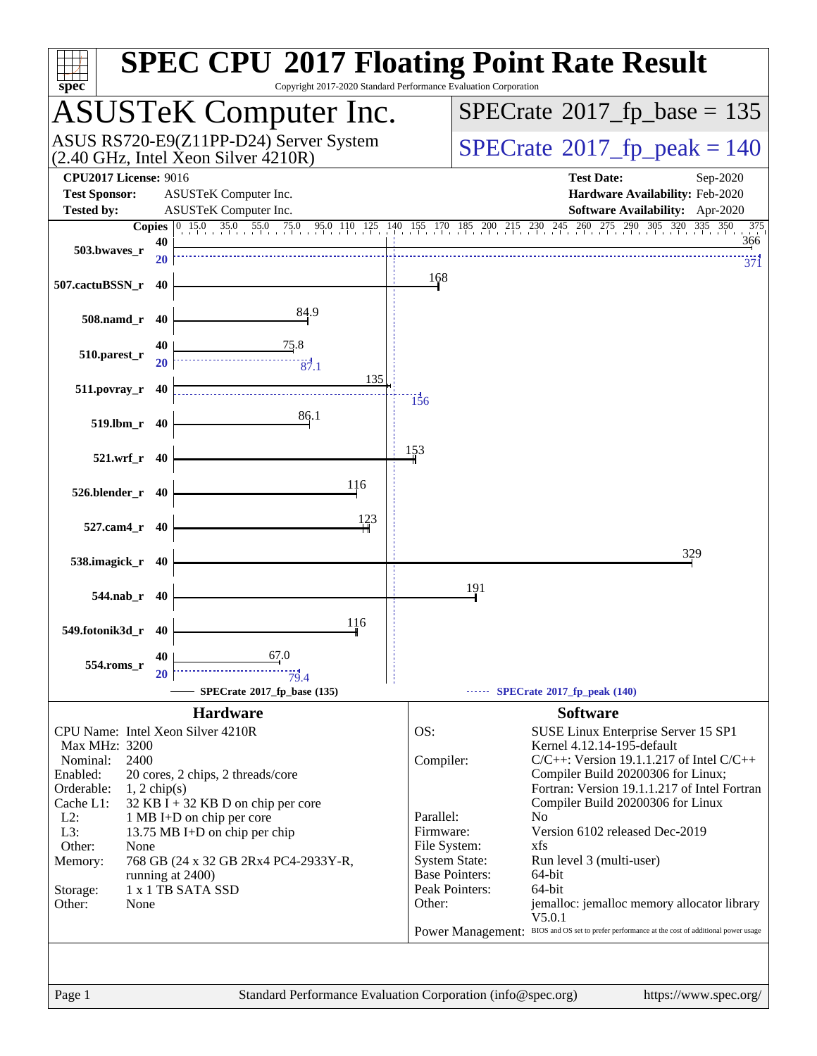# SPEC CPU 2017 Floating Point Rate Result

Copyright 2017-2020 Standard Performance Evaluation Corporation

## ASUSTeK Computer Inc.

ASUS RS720-E9(Z11PP-D24) Server System
(2.40 GHz, Intel Xeon Silver 4210R)

**SPECrate 2017_fp_base = 135**

**SPECrate 2017_fp_peak = 140**

| | | | |
|---|---|---|---|
| **CPU2017 License:** | 9016 | **Test Date:** | Sep-2020 |
| **Test Sponsor:** | ASUSTeK Computer Inc. | **Hardware Availability:** | Feb-2020 |
| **Tested by:** | ASUSTeK Computer Inc. | **Software Availability:** | Apr-2020 |

| Benchmark | Copies | Base | Peak Copies | Peak |
|---|---|---|---|---|
| 503.bwaves_r | 40 | 366 | 20 | 371 |
| 507.cactuBSSN_r | 40 | 168 | | |
| 508.namd_r | 40 | 84.9 | | |
| 510.parest_r | 40 | 75.8 | 20 | 87.1 |
| 511.povray_r | 40 | 135 | 40 | 156 |
| 519.lbm_r | 40 | 86.1 | | |
| 521.wrf_r | 40 | 153 | | |
| 526.blender_r | 40 | 116 | | |
| 527.cam4_r | 40 | 123 | | |
| 538.imagick_r | 40 | 329 | | |
| 544.nab_r | 40 | 191 | | |
| 549.fotonik3d_r | 40 | 116 | | |
| 554.roms_r | 40 | 67.0 | 20 | 79.4 |

SPECrate 2017_fp_base (135) — SPECrate 2017_fp_peak (140)

### Hardware

| | |
|---|---|
| CPU Name: | Intel Xeon Silver 4210R |
| Max MHz: | 3200 |
| Nominal: | 2400 |
| Enabled: | 20 cores, 2 chips, 2 threads/core |
| Orderable: | 1, 2 chip(s) |
| Cache L1: | 32 KB I + 32 KB D on chip per core |
| L2: | 1 MB I+D on chip per core |
| L3: | 13.75 MB I+D on chip per chip |
| Other: | None |
| Memory: | 768 GB (24 x 32 GB 2Rx4 PC4-2933Y-R, running at 2400) |
| Storage: | 1 x 1 TB SATA SSD |
| Other: | None |

### Software

| | |
|---|---|
| OS: | SUSE Linux Enterprise Server 15 SP1 Kernel 4.12.14-195-default |
| Compiler: | C/C++: Version 19.1.1.217 of Intel C/C++ Compiler Build 20200306 for Linux; Fortran: Version 19.1.1.217 of Intel Fortran Compiler Build 20200306 for Linux |
| Parallel: | No |
| Firmware: | Version 6102 released Dec-2019 |
| File System: | xfs |
| System State: | Run level 3 (multi-user) |
| Base Pointers: | 64-bit |
| Peak Pointers: | 64-bit |
| Other: | jemalloc: jemalloc memory allocator library V5.0.1 |
| Power Management: | BIOS and OS set to prefer performance at the cost of additional power usage |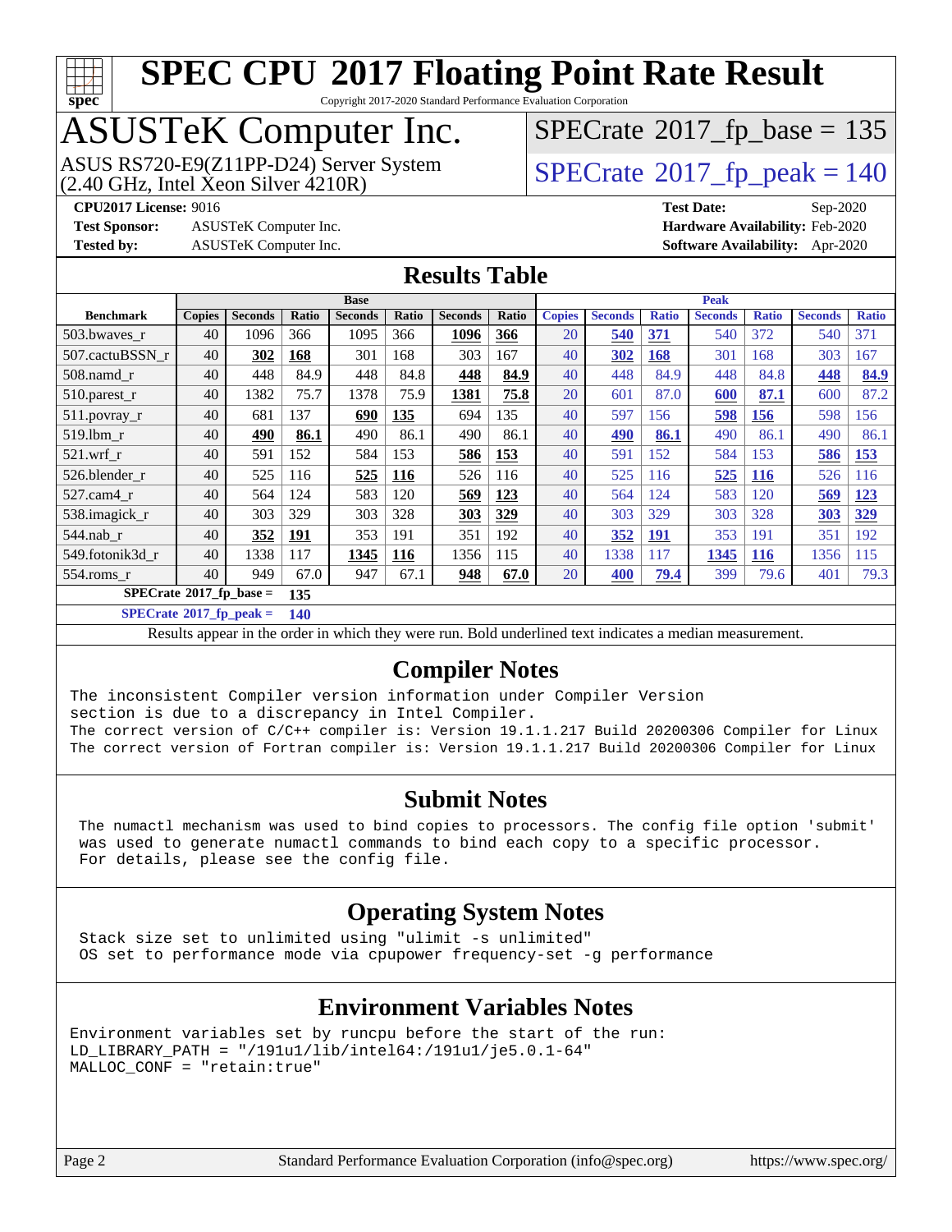# SPEC CPU 2017 Floating Point Rate Result

Copyright 2017-2020 Standard Performance Evaluation Corporation

## ASUSTeK Computer Inc.

ASUS RS720-E9(Z11PP-D24) Server System
(2.40 GHz, Intel Xeon Silver 4210R)

SPECrate 2017_fp_base = 135

SPECrate 2017_fp_peak = 140

**CPU2017 License:** 9016
**Test Sponsor:** ASUSTeK Computer Inc.
**Tested by:** ASUSTeK Computer Inc.

**Test Date:** Sep-2020
**Hardware Availability:** Feb-2020
**Software Availability:** Apr-2020

## Results Table

| Benchmark | Base | | | | | | | Peak | | | | | | |
|---|---|---|---|---|---|---|---|---|---|---|---|---|---|---|
| | Copies | Seconds | Ratio | Seconds | Ratio | Seconds | Ratio | Copies | Seconds | Ratio | Seconds | Ratio | Seconds | Ratio |
| 503.bwaves_r | 40 | 1096 | 366 | 1095 | 366 | **1096** | **366** | 20 | **540** | **371** | 540 | 372 | 540 | 371 |
| 507.cactuBSSN_r | 40 | **302** | **168** | 301 | 168 | 303 | 167 | 40 | **302** | **168** | 301 | 168 | 303 | 167 |
| 508.namd_r | 40 | 448 | 84.9 | 448 | 84.8 | **448** | **84.9** | 40 | 448 | 84.9 | 448 | 84.8 | **448** | **84.9** |
| 510.parest_r | 40 | 1382 | 75.7 | 1378 | 75.9 | **1381** | **75.8** | 20 | 601 | 87.0 | **600** | **87.1** | 600 | 87.2 |
| 511.povray_r | 40 | 681 | 137 | **690** | **135** | 694 | 135 | 40 | 597 | 156 | **598** | **156** | 598 | 156 |
| 519.lbm_r | 40 | **490** | **86.1** | 490 | 86.1 | 490 | 86.1 | 40 | **490** | **86.1** | 490 | 86.1 | 490 | 86.1 |
| 521.wrf_r | 40 | 591 | 152 | 584 | 153 | **586** | **153** | 40 | 591 | 152 | 584 | 153 | **586** | **153** |
| 526.blender_r | 40 | 525 | 116 | **525** | **116** | 526 | 116 | 40 | 525 | 116 | **525** | **116** | 526 | 116 |
| 527.cam4_r | 40 | 564 | 124 | 583 | 120 | **569** | **123** | 40 | 564 | 124 | 583 | 120 | **569** | **123** |
| 538.imagick_r | 40 | 303 | 329 | 303 | 328 | **303** | **329** | 40 | 303 | 329 | 303 | 328 | **303** | **329** |
| 544.nab_r | 40 | **352** | **191** | 353 | 191 | 351 | 192 | 40 | **352** | **191** | 353 | 191 | 351 | 192 |
| 549.fotonik3d_r | 40 | 1338 | 117 | **1345** | **116** | 1356 | 115 | 40 | 1338 | 117 | **1345** | **116** | 1356 | 115 |
| 554.roms_r | 40 | 949 | 67.0 | 947 | 67.1 | **948** | **67.0** | 20 | **400** | **79.4** | 399 | 79.6 | 401 | 79.3 |

**SPECrate 2017_fp_base = 135**

**SPECrate 2017_fp_peak = 140**

Results appear in the order in which they were run. Bold underlined text indicates a median measurement.

## Compiler Notes

```
The inconsistent Compiler version information under Compiler Version
section is due to a discrepancy in Intel Compiler.
The correct version of C/C++ compiler is: Version 19.1.1.217 Build 20200306 Compiler for Linux
The correct version of Fortran compiler is: Version 19.1.1.217 Build 20200306 Compiler for Linux
```

## Submit Notes

```
The numactl mechanism was used to bind copies to processors. The config file option 'submit'
was used to generate numactl commands to bind each copy to a specific processor.
For details, please see the config file.
```

## Operating System Notes

```
Stack size set to unlimited using "ulimit -s unlimited"
OS set to performance mode via cpupower frequency-set -g performance
```

## Environment Variables Notes

```
Environment variables set by runcpu before the start of the run:
LD_LIBRARY_PATH = "/191u1/lib/intel64:/191u1/je5.0.1-64"
MALLOC_CONF = "retain:true"
```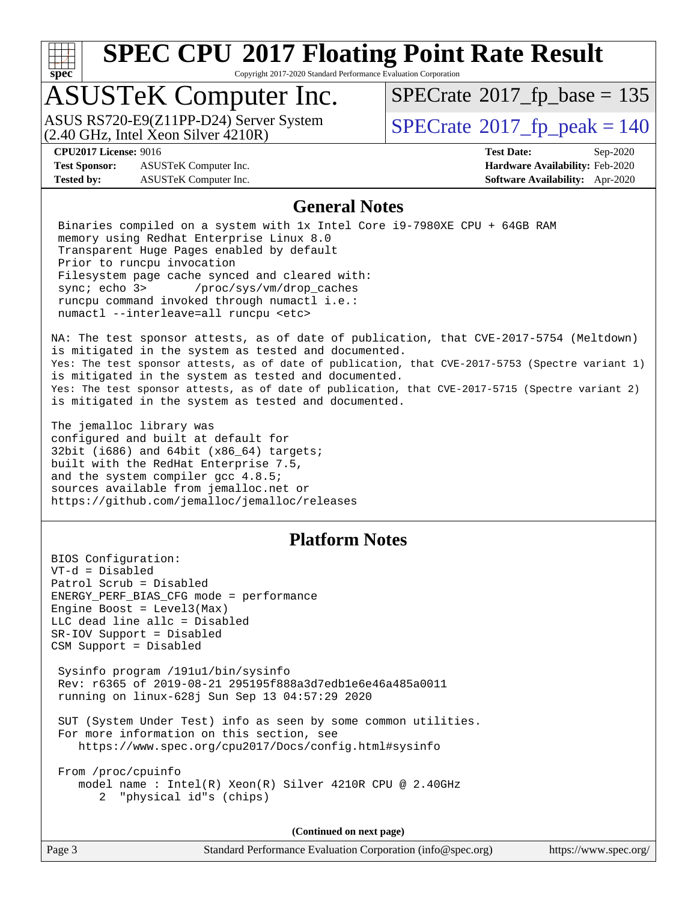# SPEC CPU 2017 Floating Point Rate Result

Copyright 2017-2020 Standard Performance Evaluation Corporation

## ASUSTeK Computer Inc.

ASUS RS720-E9(Z11PP-D24) Server System
(2.40 GHz, Intel Xeon Silver 4210R)

SPECrate 2017_fp_base = 135

SPECrate 2017_fp_peak = 140

**CPU2017 License:** 9016
**Test Sponsor:** ASUSTeK Computer Inc.
**Tested by:** ASUSTeK Computer Inc.

**Test Date:** Sep-2020
**Hardware Availability:** Feb-2020
**Software Availability:** Apr-2020

## General Notes

```
 Binaries compiled on a system with 1x Intel Core i9-7980XE CPU + 64GB RAM
 memory using Redhat Enterprise Linux 8.0
 Transparent Huge Pages enabled by default
 Prior to runcpu invocation
 Filesystem page cache synced and cleared with:
 sync; echo 3>       /proc/sys/vm/drop_caches
 runcpu command invoked through numactl i.e.:
 numactl --interleave=all runcpu <etc>

NA: The test sponsor attests, as of date of publication, that CVE-2017-5754 (Meltdown)
is mitigated in the system as tested and documented.
Yes: The test sponsor attests, as of date of publication, that CVE-2017-5753 (Spectre variant 1)
is mitigated in the system as tested and documented.
Yes: The test sponsor attests, as of date of publication, that CVE-2017-5715 (Spectre variant 2)
is mitigated in the system as tested and documented.

The jemalloc library was
configured and built at default for
32bit (i686) and 64bit (x86_64) targets;
built with the RedHat Enterprise 7.5,
and the system compiler gcc 4.8.5;
sources available from jemalloc.net or
https://github.com/jemalloc/jemalloc/releases
```

## Platform Notes

```
BIOS Configuration:
VT-d = Disabled
Patrol Scrub = Disabled
ENERGY_PERF_BIAS_CFG mode = performance
Engine Boost = Level3(Max)
LLC dead line allc = Disabled
SR-IOV Support = Disabled
CSM Support = Disabled

 Sysinfo program /191u1/bin/sysinfo
 Rev: r6365 of 2019-08-21 295195f888a3d7edb1e6e46a485a0011
 running on linux-628j Sun Sep 13 04:57:29 2020

 SUT (System Under Test) info as seen by some common utilities.
 For more information on this section, see
    https://www.spec.org/cpu2017/Docs/config.html#sysinfo

 From /proc/cpuinfo
    model name : Intel(R) Xeon(R) Silver 4210R CPU @ 2.40GHz
       2  "physical id"s (chips)
```

**(Continued on next page)**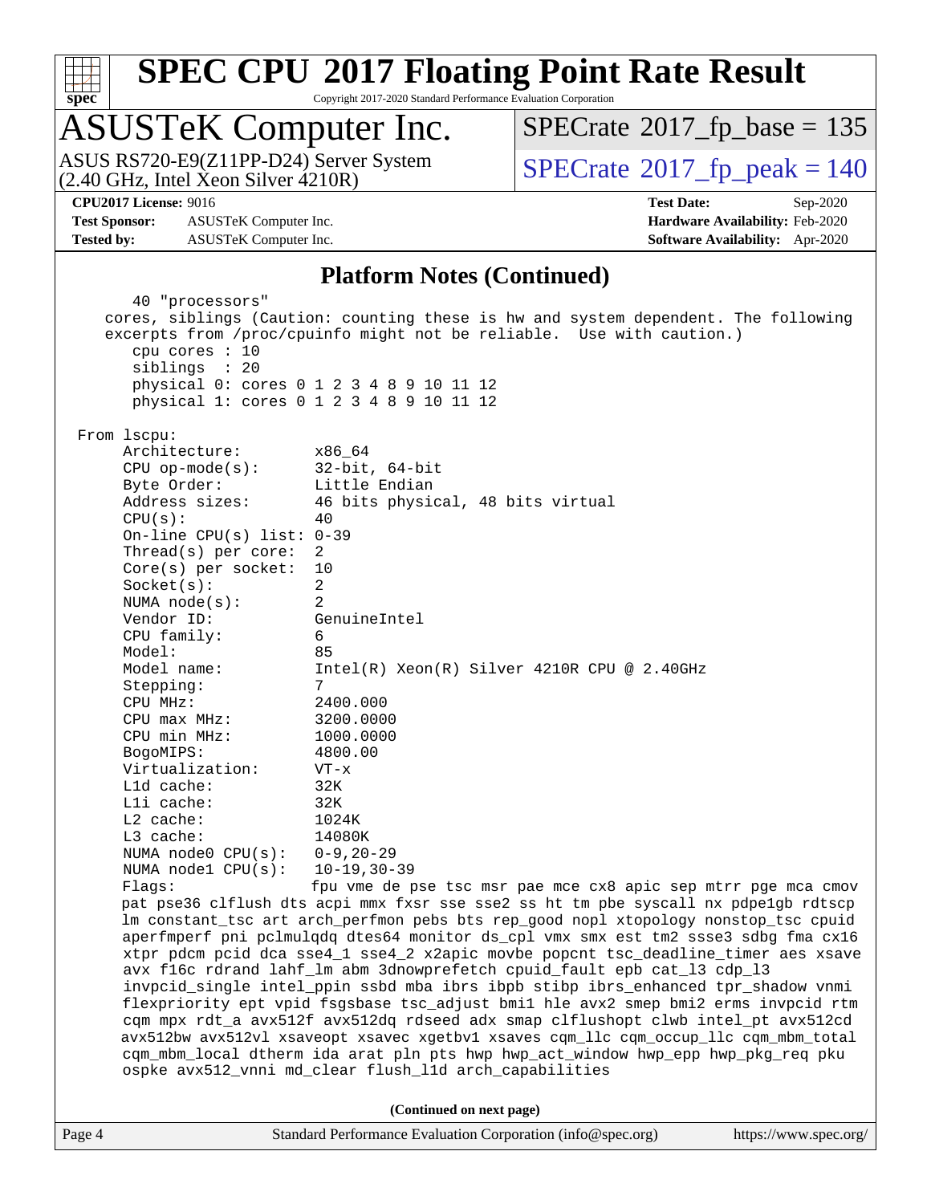# SPEC CPU 2017 Floating Point Rate Result

Copyright 2017-2020 Standard Performance Evaluation Corporation

## ASUSTeK Computer Inc.

ASUS RS720-E9(Z11PP-D24) Server System
(2.40 GHz, Intel Xeon Silver 4210R)

SPECrate 2017_fp_base = 135

SPECrate 2017_fp_peak = 140

**CPU2017 License:** 9016
**Test Sponsor:** ASUSTeK Computer Inc.
**Tested by:** ASUSTeK Computer Inc.

**Test Date:** Sep-2020
**Hardware Availability:** Feb-2020
**Software Availability:** Apr-2020

### Platform Notes (Continued)

```
      40 "processors"
   cores, siblings (Caution: counting these is hw and system dependent. The following
   excerpts from /proc/cpuinfo might not be reliable.  Use with caution.)
      cpu cores : 10
      siblings  : 20
      physical 0: cores 0 1 2 3 4 8 9 10 11 12
      physical 1: cores 0 1 2 3 4 8 9 10 11 12

 From lscpu:
     Architecture:        x86_64
     CPU op-mode(s):      32-bit, 64-bit
     Byte Order:          Little Endian
     Address sizes:       46 bits physical, 48 bits virtual
     CPU(s):              40
     On-line CPU(s) list: 0-39
     Thread(s) per core:  2
     Core(s) per socket:  10
     Socket(s):           2
     NUMA node(s):        2
     Vendor ID:           GenuineIntel
     CPU family:          6
     Model:               85
     Model name:          Intel(R) Xeon(R) Silver 4210R CPU @ 2.40GHz
     Stepping:            7
     CPU MHz:             2400.000
     CPU max MHz:         3200.0000
     CPU min MHz:         1000.0000
     BogoMIPS:            4800.00
     Virtualization:      VT-x
     L1d cache:           32K
     L1i cache:           32K
     L2 cache:            1024K
     L3 cache:            14080K
     NUMA node0 CPU(s):   0-9,20-29
     NUMA node1 CPU(s):   10-19,30-39
     Flags:               fpu vme de pse tsc msr pae mce cx8 apic sep mtrr pge mca cmov
     pat pse36 clflush dts acpi mmx fxsr sse sse2 ss ht tm pbe syscall nx pdpe1gb rdtscp
     lm constant_tsc art arch_perfmon pebs bts rep_good nopl xtopology nonstop_tsc cpuid
     aperfmperf pni pclmulqdq dtes64 monitor ds_cpl vmx smx est tm2 ssse3 sdbg fma cx16
     xtpr pdcm pcid dca sse4_1 sse4_2 x2apic movbe popcnt tsc_deadline_timer aes xsave
     avx f16c rdrand lahf_lm abm 3dnowprefetch cpuid_fault epb cat_l3 cdp_l3
     invpcid_single intel_ppin ssbd mba ibrs ibpb stibp ibrs_enhanced tpr_shadow vnmi
     flexpriority ept vpid fsgsbase tsc_adjust bmi1 hle avx2 smep bmi2 erms invpcid rtm
     cqm mpx rdt_a avx512f avx512dq rdseed adx smap clflushopt clwb intel_pt avx512cd
     avx512bw avx512vl xsaveopt xsavec xgetbv1 xsaves cqm_llc cqm_occup_llc cqm_mbm_total
     cqm_mbm_local dtherm ida arat pln pts hwp hwp_act_window hwp_epp hwp_pkg_req pku
     ospke avx512_vnni md_clear flush_l1d arch_capabilities
```

(Continued on next page)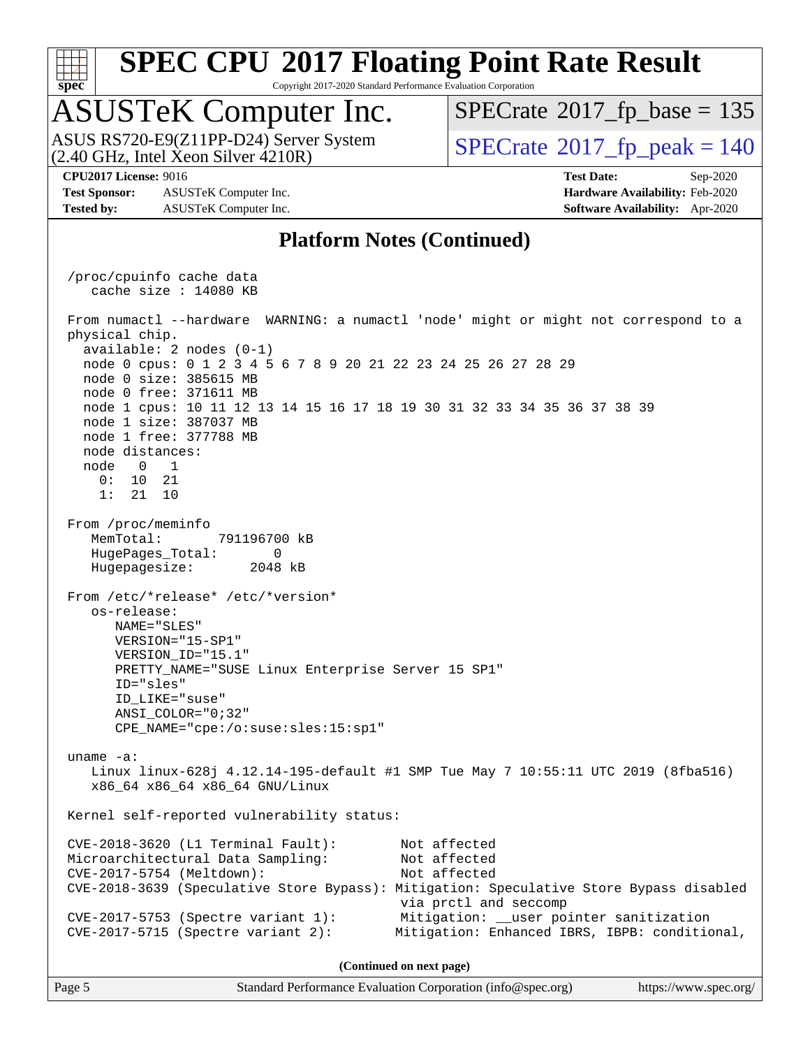## Platform Notes (Continued)

```
/proc/cpuinfo cache data
   cache size : 14080 KB

From numactl --hardware  WARNING: a numactl 'node' might or might not correspond to a
physical chip.
  available: 2 nodes (0-1)
  node 0 cpus: 0 1 2 3 4 5 6 7 8 9 20 21 22 23 24 25 26 27 28 29
  node 0 size: 385615 MB
  node 0 free: 371611 MB
  node 1 cpus: 10 11 12 13 14 15 16 17 18 19 30 31 32 33 34 35 36 37 38 39
  node 1 size: 387037 MB
  node 1 free: 377788 MB
  node distances:
  node   0   1
    0:  10  21
    1:  21  10

From /proc/meminfo
   MemTotal:       791196700 kB
   HugePages_Total:       0
   Hugepagesize:       2048 kB

From /etc/*release* /etc/*version*
   os-release:
      NAME="SLES"
      VERSION="15-SP1"
      VERSION_ID="15.1"
      PRETTY_NAME="SUSE Linux Enterprise Server 15 SP1"
      ID="sles"
      ID_LIKE="suse"
      ANSI_COLOR="0;32"
      CPE_NAME="cpe:/o:suse:sles:15:sp1"

uname -a:
   Linux linux-628j 4.12.14-195-default #1 SMP Tue May 7 10:55:11 UTC 2019 (8fba516)
   x86_64 x86_64 x86_64 GNU/Linux

Kernel self-reported vulnerability status:

CVE-2018-3620 (L1 Terminal Fault):        Not affected
Microarchitectural Data Sampling:         Not affected
CVE-2017-5754 (Meltdown):                 Not affected
CVE-2018-3639 (Speculative Store Bypass): Mitigation: Speculative Store Bypass disabled
                                          via prctl and seccomp
CVE-2017-5753 (Spectre variant 1):        Mitigation: __user pointer sanitization
CVE-2017-5715 (Spectre variant 2):        Mitigation: Enhanced IBRS, IBPB: conditional,
```

**(Continued on next page)**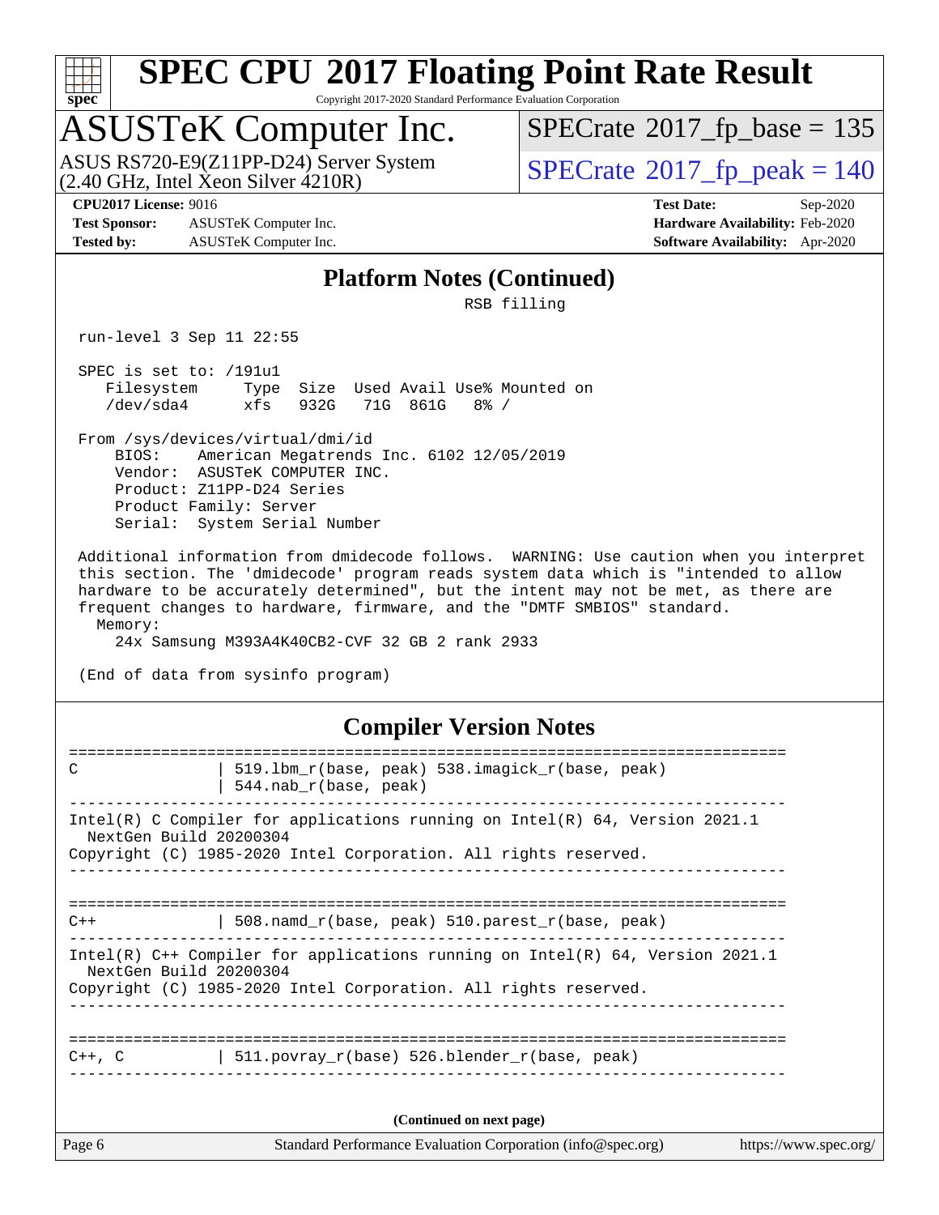# SPEC CPU 2017 Floating Point Rate Result

Copyright 2017-2020 Standard Performance Evaluation Corporation

## ASUSTeK Computer Inc.

ASUS RS720-E9(Z11PP-D24) Server System (2.40 GHz, Intel Xeon Silver 4210R)

SPECrate 2017_fp_base = 135

SPECrate 2017_fp_peak = 140

**CPU2017 License:** 9016
**Test Sponsor:** ASUSTeK Computer Inc.
**Tested by:** ASUSTeK Computer Inc.

**Test Date:** Sep-2020
**Hardware Availability:** Feb-2020
**Software Availability:** Apr-2020

### Platform Notes (Continued)

```
                                          RSB filling

 run-level 3 Sep 11 22:55

 SPEC is set to: /191u1
    Filesystem     Type  Size  Used Avail Use% Mounted on
    /dev/sda4      xfs   932G   71G  861G   8% /

 From /sys/devices/virtual/dmi/id
     BIOS:    American Megatrends Inc. 6102 12/05/2019
     Vendor:  ASUSTeK COMPUTER INC.
     Product: Z11PP-D24 Series
     Product Family: Server
     Serial:  System Serial Number

 Additional information from dmidecode follows.  WARNING: Use caution when you interpret
 this section. The 'dmidecode' program reads system data which is "intended to allow
 hardware to be accurately determined", but the intent may not be met, as there are
 frequent changes to hardware, firmware, and the "DMTF SMBIOS" standard.
   Memory:
     24x Samsung M393A4K40CB2-CVF 32 GB 2 rank 2933

 (End of data from sysinfo program)
```

### Compiler Version Notes

```
==============================================================================
C               | 519.lbm_r(base, peak) 538.imagick_r(base, peak)
                | 544.nab_r(base, peak)
------------------------------------------------------------------------------
Intel(R) C Compiler for applications running on Intel(R) 64, Version 2021.1
  NextGen Build 20200304
Copyright (C) 1985-2020 Intel Corporation. All rights reserved.
------------------------------------------------------------------------------

==============================================================================
C++             | 508.namd_r(base, peak) 510.parest_r(base, peak)
------------------------------------------------------------------------------
Intel(R) C++ Compiler for applications running on Intel(R) 64, Version 2021.1
  NextGen Build 20200304
Copyright (C) 1985-2020 Intel Corporation. All rights reserved.
------------------------------------------------------------------------------

==============================================================================
C++, C          | 511.povray_r(base) 526.blender_r(base, peak)
------------------------------------------------------------------------------
```

(Continued on next page)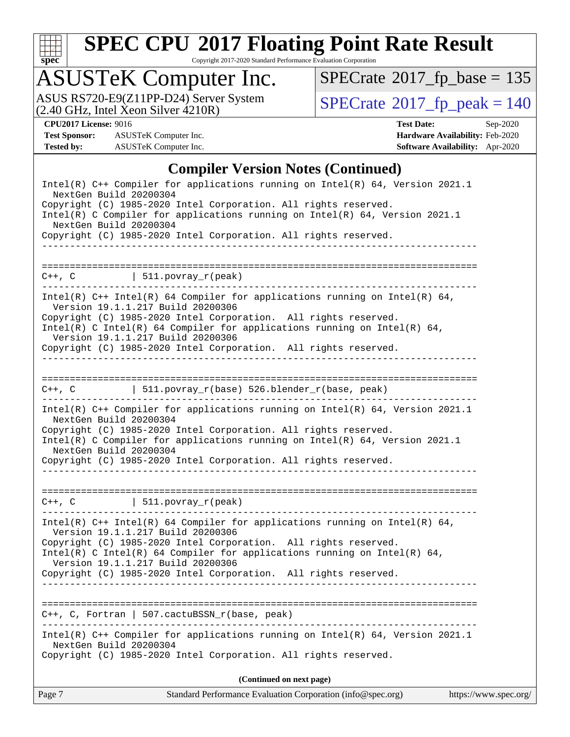# SPEC CPU 2017 Floating Point Rate Result

Copyright 2017-2020 Standard Performance Evaluation Corporation

## ASUSTeK Computer Inc.

ASUS RS720-E9(Z11PP-D24) Server System (2.40 GHz, Intel Xeon Silver 4210R)

SPECrate 2017_fp_base = 135

SPECrate 2017_fp_peak = 140

**CPU2017 License:** 9016
**Test Sponsor:** ASUSTeK Computer Inc.
**Tested by:** ASUSTeK Computer Inc.

**Test Date:** Sep-2020
**Hardware Availability:** Feb-2020
**Software Availability:** Apr-2020

### Compiler Version Notes (Continued)

```
Intel(R) C++ Compiler for applications running on Intel(R) 64, Version 2021.1
  NextGen Build 20200304
Copyright (C) 1985-2020 Intel Corporation. All rights reserved.
Intel(R) C Compiler for applications running on Intel(R) 64, Version 2021.1
  NextGen Build 20200304
Copyright (C) 1985-2020 Intel Corporation. All rights reserved.
------------------------------------------------------------------------------

==============================================================================
C++, C          | 511.povray_r(peak)
------------------------------------------------------------------------------
Intel(R) C++ Intel(R) 64 Compiler for applications running on Intel(R) 64,
  Version 19.1.1.217 Build 20200306
Copyright (C) 1985-2020 Intel Corporation.  All rights reserved.
Intel(R) C Intel(R) 64 Compiler for applications running on Intel(R) 64,
  Version 19.1.1.217 Build 20200306
Copyright (C) 1985-2020 Intel Corporation.  All rights reserved.
------------------------------------------------------------------------------

==============================================================================
C++, C          | 511.povray_r(base) 526.blender_r(base, peak)
------------------------------------------------------------------------------
Intel(R) C++ Compiler for applications running on Intel(R) 64, Version 2021.1
  NextGen Build 20200304
Copyright (C) 1985-2020 Intel Corporation. All rights reserved.
Intel(R) C Compiler for applications running on Intel(R) 64, Version 2021.1
  NextGen Build 20200304
Copyright (C) 1985-2020 Intel Corporation. All rights reserved.
------------------------------------------------------------------------------

==============================================================================
C++, C          | 511.povray_r(peak)
------------------------------------------------------------------------------
Intel(R) C++ Intel(R) 64 Compiler for applications running on Intel(R) 64,
  Version 19.1.1.217 Build 20200306
Copyright (C) 1985-2020 Intel Corporation.  All rights reserved.
Intel(R) C Intel(R) 64 Compiler for applications running on Intel(R) 64,
  Version 19.1.1.217 Build 20200306
Copyright (C) 1985-2020 Intel Corporation.  All rights reserved.
------------------------------------------------------------------------------

==============================================================================
C++, C, Fortran | 507.cactuBSSN_r(base, peak)
------------------------------------------------------------------------------
Intel(R) C++ Compiler for applications running on Intel(R) 64, Version 2021.1
  NextGen Build 20200304
Copyright (C) 1985-2020 Intel Corporation. All rights reserved.
```

**(Continued on next page)**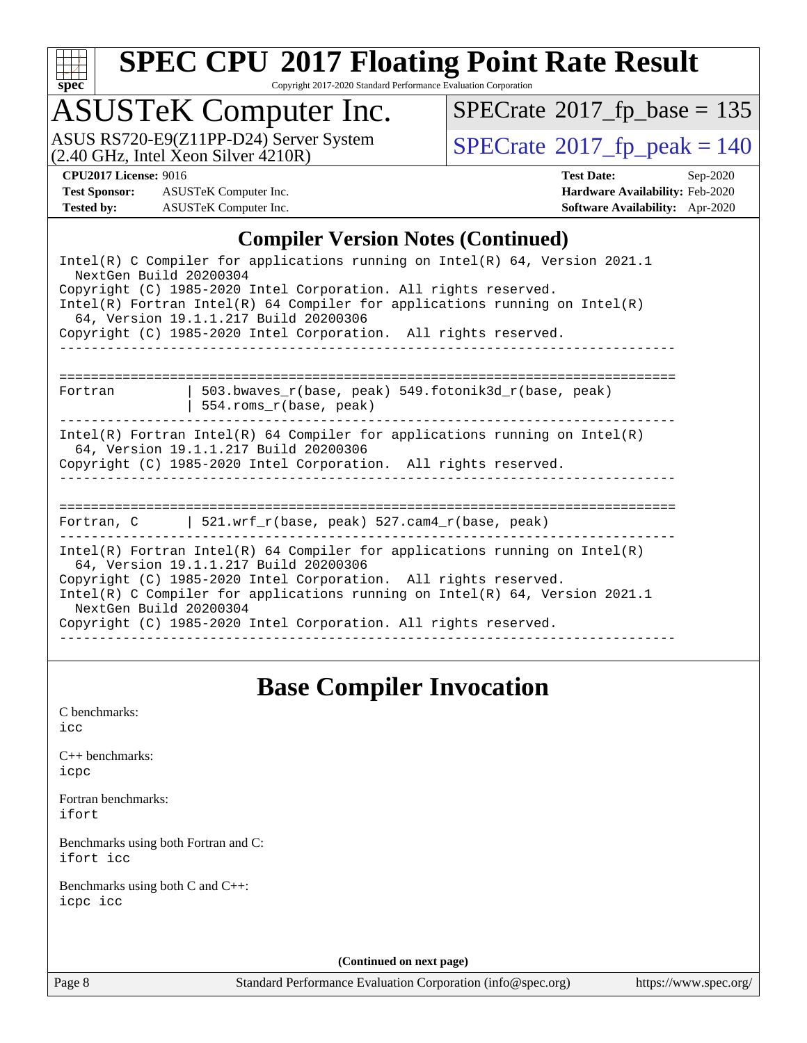## Compiler Version Notes (Continued)

```
Intel(R) C Compiler for applications running on Intel(R) 64, Version 2021.1
  NextGen Build 20200304
Copyright (C) 1985-2020 Intel Corporation. All rights reserved.
Intel(R) Fortran Intel(R) 64 Compiler for applications running on Intel(R)
  64, Version 19.1.1.217 Build 20200306
Copyright (C) 1985-2020 Intel Corporation.  All rights reserved.
------------------------------------------------------------------------------

==============================================================================
Fortran         | 503.bwaves_r(base, peak) 549.fotonik3d_r(base, peak)
                | 554.roms_r(base, peak)
------------------------------------------------------------------------------
Intel(R) Fortran Intel(R) 64 Compiler for applications running on Intel(R)
  64, Version 19.1.1.217 Build 20200306
Copyright (C) 1985-2020 Intel Corporation.  All rights reserved.
------------------------------------------------------------------------------

==============================================================================
Fortran, C      | 521.wrf_r(base, peak) 527.cam4_r(base, peak)
------------------------------------------------------------------------------
Intel(R) Fortran Intel(R) 64 Compiler for applications running on Intel(R)
  64, Version 19.1.1.217 Build 20200306
Copyright (C) 1985-2020 Intel Corporation.  All rights reserved.
Intel(R) C Compiler for applications running on Intel(R) 64, Version 2021.1
  NextGen Build 20200304
Copyright (C) 1985-2020 Intel Corporation. All rights reserved.
------------------------------------------------------------------------------
```

## Base Compiler Invocation

C benchmarks:
icc

C++ benchmarks:
icpc

Fortran benchmarks:
ifort

Benchmarks using both Fortran and C:
ifort icc

Benchmarks using both C and C++:
icpc icc

**(Continued on next page)**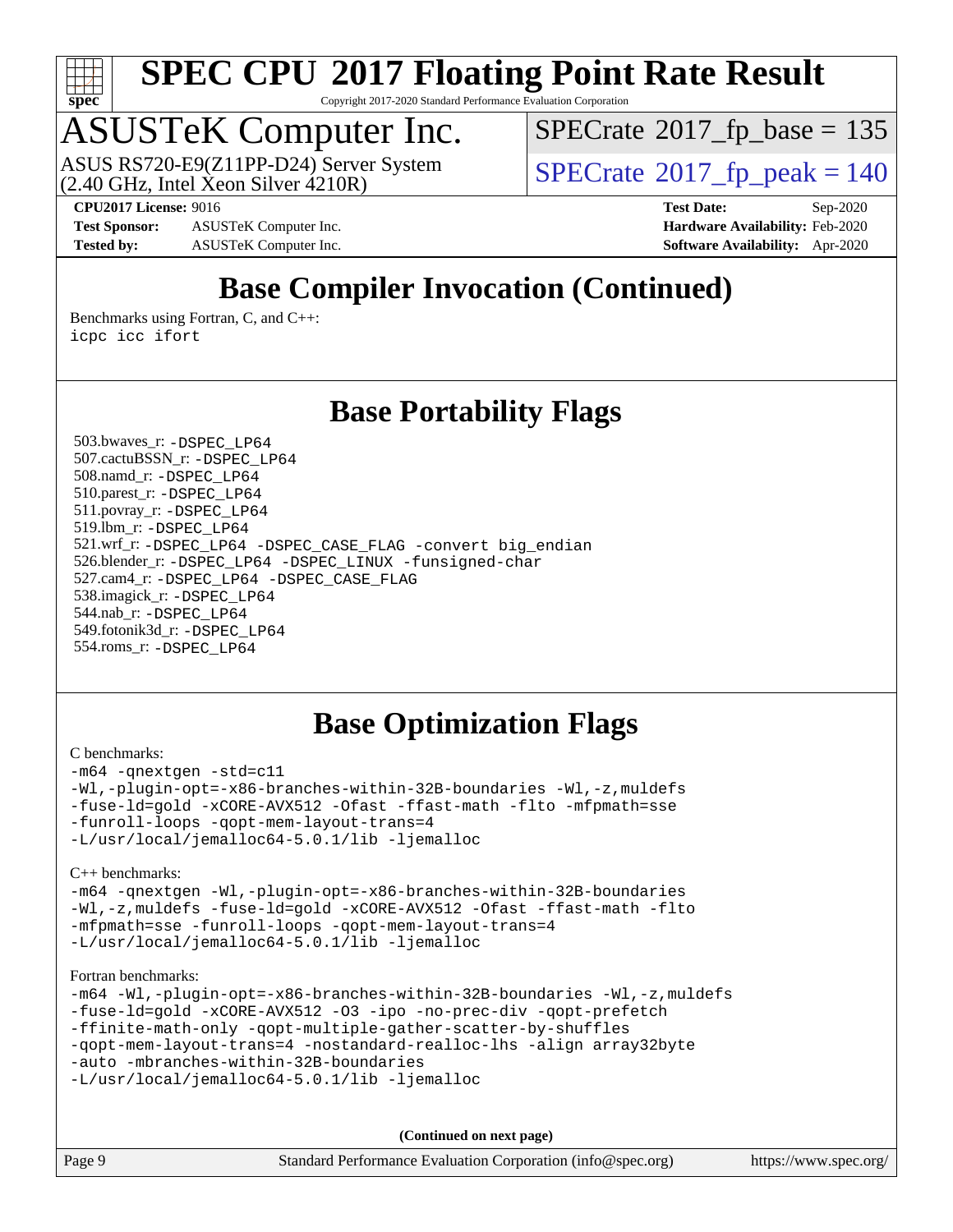# SPEC CPU 2017 Floating Point Rate Result

Copyright 2017-2020 Standard Performance Evaluation Corporation

# ASUSTeK Computer Inc.

ASUS RS720-E9(Z11PP-D24) Server System (2.40 GHz, Intel Xeon Silver 4210R)

SPECrate 2017_fp_base = 135

SPECrate 2017_fp_peak = 140

**CPU2017 License:** 9016
**Test Sponsor:** ASUSTeK Computer Inc.
**Tested by:** ASUSTeK Computer Inc.

**Test Date:** Sep-2020
**Hardware Availability:** Feb-2020
**Software Availability:** Apr-2020

## Base Compiler Invocation (Continued)

Benchmarks using Fortran, C, and C++:

```
icpc icc ifort
```

## Base Portability Flags

503.bwaves_r: `-DSPEC_LP64`
507.cactuBSSN_r: `-DSPEC_LP64`
508.namd_r: `-DSPEC_LP64`
510.parest_r: `-DSPEC_LP64`
511.povray_r: `-DSPEC_LP64`
519.lbm_r: `-DSPEC_LP64`
521.wrf_r: `-DSPEC_LP64 -DSPEC_CASE_FLAG -convert big_endian`
526.blender_r: `-DSPEC_LP64 -DSPEC_LINUX -funsigned-char`
527.cam4_r: `-DSPEC_LP64 -DSPEC_CASE_FLAG`
538.imagick_r: `-DSPEC_LP64`
544.nab_r: `-DSPEC_LP64`
549.fotonik3d_r: `-DSPEC_LP64`
554.roms_r: `-DSPEC_LP64`

## Base Optimization Flags

C benchmarks:

```
-m64 -qnextgen -std=c11
-Wl,-plugin-opt=-x86-branches-within-32B-boundaries -Wl,-z,muldefs
-fuse-ld=gold -xCORE-AVX512 -Ofast -ffast-math -flto -mfpmath=sse
-funroll-loops -qopt-mem-layout-trans=4
-L/usr/local/jemalloc64-5.0.1/lib -ljemalloc
```

C++ benchmarks:

```
-m64 -qnextgen -Wl,-plugin-opt=-x86-branches-within-32B-boundaries
-Wl,-z,muldefs -fuse-ld=gold -xCORE-AVX512 -Ofast -ffast-math -flto
-mfpmath=sse -funroll-loops -qopt-mem-layout-trans=4
-L/usr/local/jemalloc64-5.0.1/lib -ljemalloc
```

Fortran benchmarks:

```
-m64 -Wl,-plugin-opt=-x86-branches-within-32B-boundaries -Wl,-z,muldefs
-fuse-ld=gold -xCORE-AVX512 -O3 -ipo -no-prec-div -qopt-prefetch
-ffinite-math-only -qopt-multiple-gather-scatter-by-shuffles
-qopt-mem-layout-trans=4 -nostandard-realloc-lhs -align array32byte
-auto -mbranches-within-32B-boundaries
-L/usr/local/jemalloc64-5.0.1/lib -ljemalloc
```

**(Continued on next page)**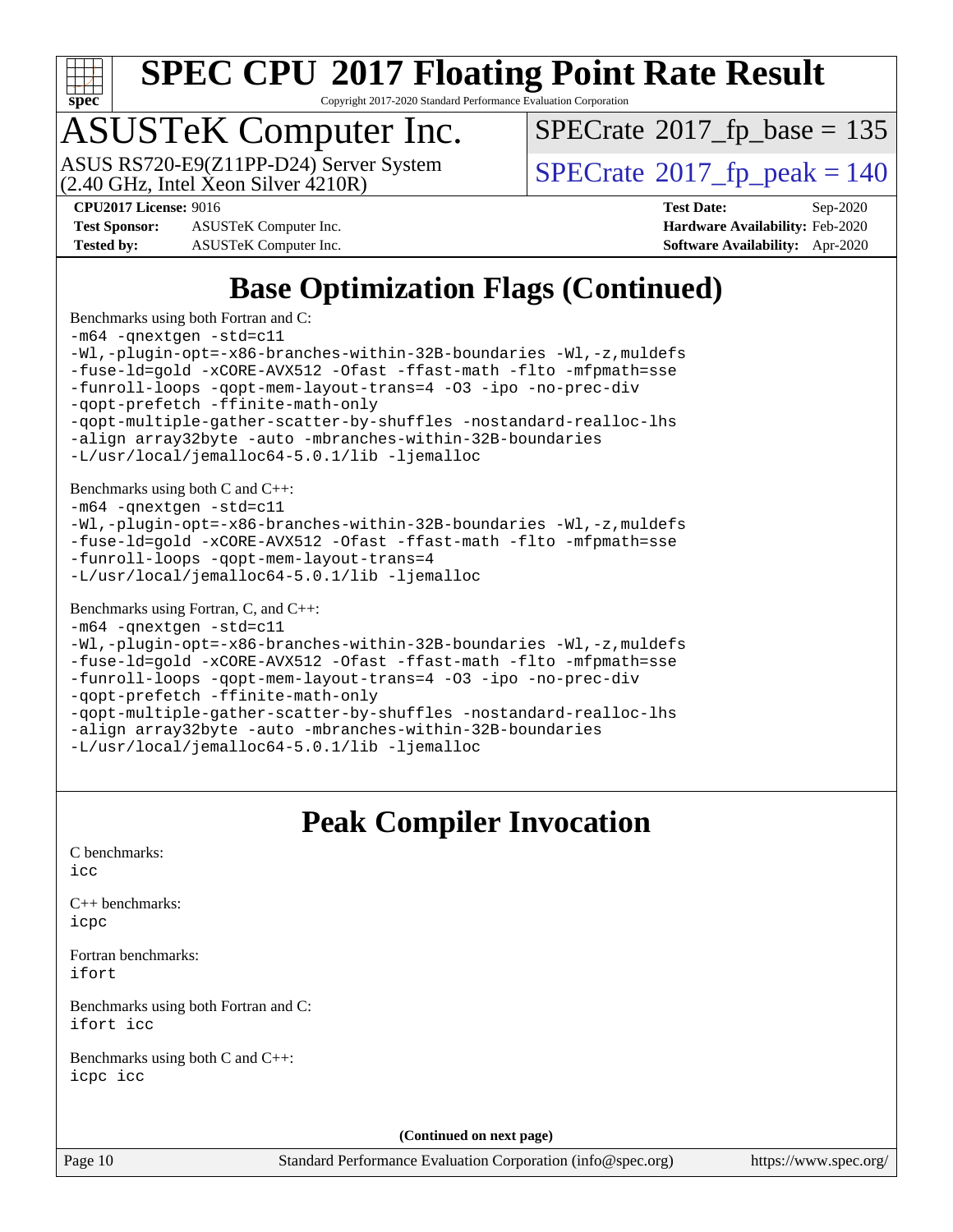# SPEC CPU 2017 Floating Point Rate Result

Copyright 2017-2020 Standard Performance Evaluation Corporation

## ASUSTeK Computer Inc.

ASUS RS720-E9(Z11PP-D24) Server System (2.40 GHz, Intel Xeon Silver 4210R)

SPECrate 2017_fp_base = 135

SPECrate 2017_fp_peak = 140

**CPU2017 License:** 9016
**Test Sponsor:** ASUSTeK Computer Inc.
**Tested by:** ASUSTeK Computer Inc.
**Test Date:** Sep-2020
**Hardware Availability:** Feb-2020
**Software Availability:** Apr-2020

# Base Optimization Flags (Continued)

Benchmarks using both Fortran and C:

```
-m64 -qnextgen -std=c11
-Wl,-plugin-opt=-x86-branches-within-32B-boundaries -Wl,-z,muldefs
-fuse-ld=gold -xCORE-AVX512 -Ofast -ffast-math -flto -mfpmath=sse
-funroll-loops -qopt-mem-layout-trans=4 -O3 -ipo -no-prec-div
-qopt-prefetch -ffinite-math-only
-qopt-multiple-gather-scatter-by-shuffles -nostandard-realloc-lhs
-align array32byte -auto -mbranches-within-32B-boundaries
-L/usr/local/jemalloc64-5.0.1/lib -ljemalloc
```

Benchmarks using both C and C++:

```
-m64 -qnextgen -std=c11
-Wl,-plugin-opt=-x86-branches-within-32B-boundaries -Wl,-z,muldefs
-fuse-ld=gold -xCORE-AVX512 -Ofast -ffast-math -flto -mfpmath=sse
-funroll-loops -qopt-mem-layout-trans=4
-L/usr/local/jemalloc64-5.0.1/lib -ljemalloc
```

Benchmarks using Fortran, C, and C++:

```
-m64 -qnextgen -std=c11
-Wl,-plugin-opt=-x86-branches-within-32B-boundaries -Wl,-z,muldefs
-fuse-ld=gold -xCORE-AVX512 -Ofast -ffast-math -flto -mfpmath=sse
-funroll-loops -qopt-mem-layout-trans=4 -O3 -ipo -no-prec-div
-qopt-prefetch -ffinite-math-only
-qopt-multiple-gather-scatter-by-shuffles -nostandard-realloc-lhs
-align array32byte -auto -mbranches-within-32B-boundaries
-L/usr/local/jemalloc64-5.0.1/lib -ljemalloc
```

# Peak Compiler Invocation

C benchmarks:
`icc`

C++ benchmarks:
`icpc`

Fortran benchmarks:
`ifort`

Benchmarks using both Fortran and C:
`ifort icc`

Benchmarks using both C and C++:
`icpc icc`

**(Continued on next page)**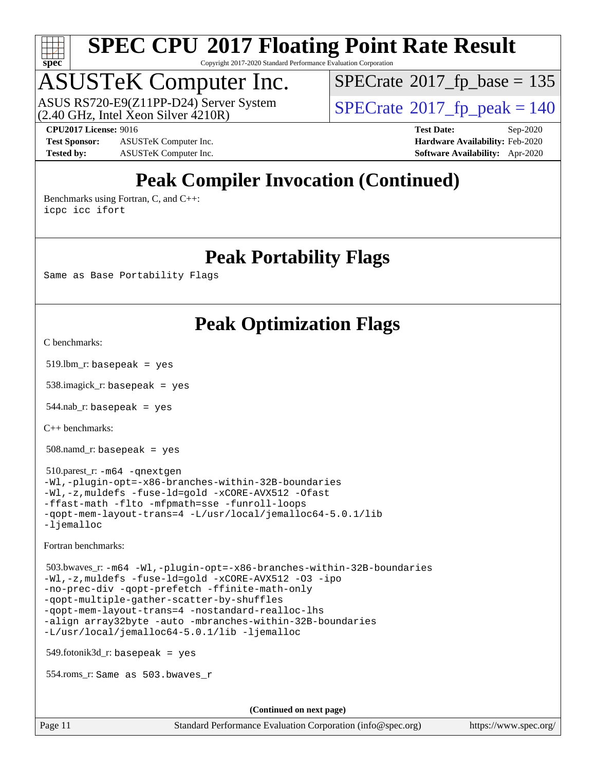# SPEC CPU 2017 Floating Point Rate Result

Copyright 2017-2020 Standard Performance Evaluation Corporation

## ASUSTeK Computer Inc.

ASUS RS720-E9(Z11PP-D24) Server System
(2.40 GHz, Intel Xeon Silver 4210R)

SPECrate 2017_fp_base = 135

SPECrate 2017_fp_peak = 140

**CPU2017 License:** 9016
**Test Sponsor:** ASUSTeK Computer Inc.
**Tested by:** ASUSTeK Computer Inc.

**Test Date:** Sep-2020
**Hardware Availability:** Feb-2020
**Software Availability:** Apr-2020

## Peak Compiler Invocation (Continued)

Benchmarks using Fortran, C, and C++:
icpc icc ifort

## Peak Portability Flags

Same as Base Portability Flags

## Peak Optimization Flags

C benchmarks:

519.lbm_r: basepeak = yes

538.imagick_r: basepeak = yes

544.nab_r: basepeak = yes

C++ benchmarks:

508.namd_r: basepeak = yes

510.parest_r: -m64 -qnextgen
-Wl,-plugin-opt=-x86-branches-within-32B-boundaries
-Wl,-z,muldefs -fuse-ld=gold -xCORE-AVX512 -Ofast
-ffast-math -flto -mfpmath=sse -funroll-loops
-qopt-mem-layout-trans=4 -L/usr/local/jemalloc64-5.0.1/lib
-ljemalloc

Fortran benchmarks:

503.bwaves_r: -m64 -Wl,-plugin-opt=-x86-branches-within-32B-boundaries
-Wl,-z,muldefs -fuse-ld=gold -xCORE-AVX512 -O3 -ipo
-no-prec-div -qopt-prefetch -ffinite-math-only
-qopt-multiple-gather-scatter-by-shuffles
-qopt-mem-layout-trans=4 -nostandard-realloc-lhs
-align array32byte -auto -mbranches-within-32B-boundaries
-L/usr/local/jemalloc64-5.0.1/lib -ljemalloc

549.fotonik3d_r: basepeak = yes

554.roms_r: Same as 503.bwaves_r

(Continued on next page)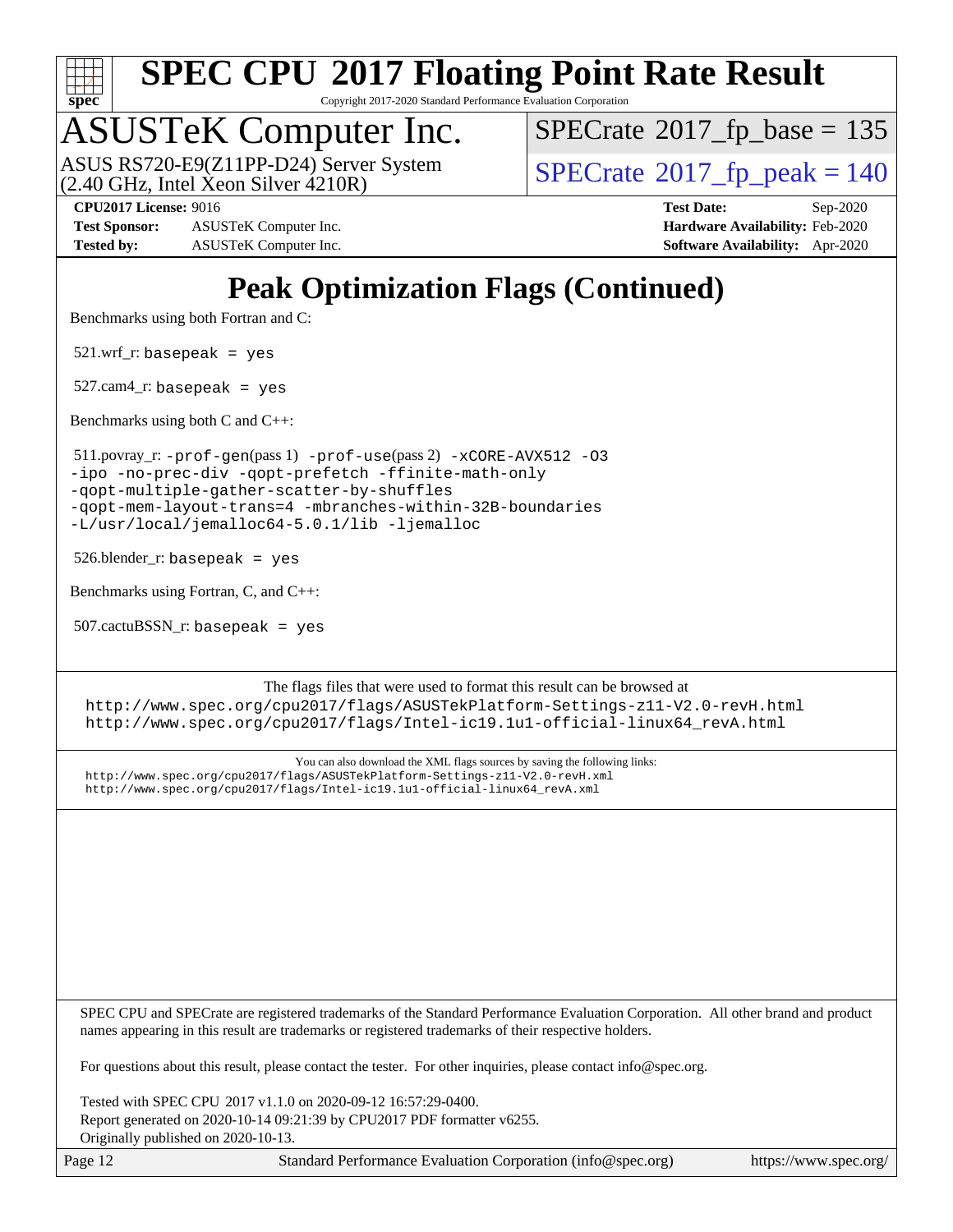# Peak Optimization Flags (Continued)

Benchmarks using both Fortran and C:

521.wrf_r: basepeak = yes

527.cam4_r: basepeak = yes

Benchmarks using both C and C++:

511.povray_r: -prof-gen(pass 1) -prof-use(pass 2) -xCORE-AVX512 -O3 -ipo -no-prec-div -qopt-prefetch -ffinite-math-only -qopt-multiple-gather-scatter-by-shuffles -qopt-mem-layout-trans=4 -mbranches-within-32B-boundaries -L/usr/local/jemalloc64-5.0.1/lib -ljemalloc

526.blender_r: basepeak = yes

Benchmarks using Fortran, C, and C++:

507.cactuBSSN_r: basepeak = yes

The flags files that were used to format this result can be browsed at
http://www.spec.org/cpu2017/flags/ASUSTekPlatform-Settings-z11-V2.0-revH.html
http://www.spec.org/cpu2017/flags/Intel-ic19.1u1-official-linux64_revA.html

You can also download the XML flags sources by saving the following links:
http://www.spec.org/cpu2017/flags/ASUSTekPlatform-Settings-z11-V2.0-revH.xml
http://www.spec.org/cpu2017/flags/Intel-ic19.1u1-official-linux64_revA.xml

SPEC CPU and SPECrate are registered trademarks of the Standard Performance Evaluation Corporation. All other brand and product names appearing in this result are trademarks or registered trademarks of their respective holders.

For questions about this result, please contact the tester. For other inquiries, please contact info@spec.org.

Tested with SPEC CPU 2017 v1.1.0 on 2020-09-12 16:57:29-0400.
Report generated on 2020-10-14 09:21:39 by CPU2017 PDF formatter v6255.
Originally published on 2020-10-13.